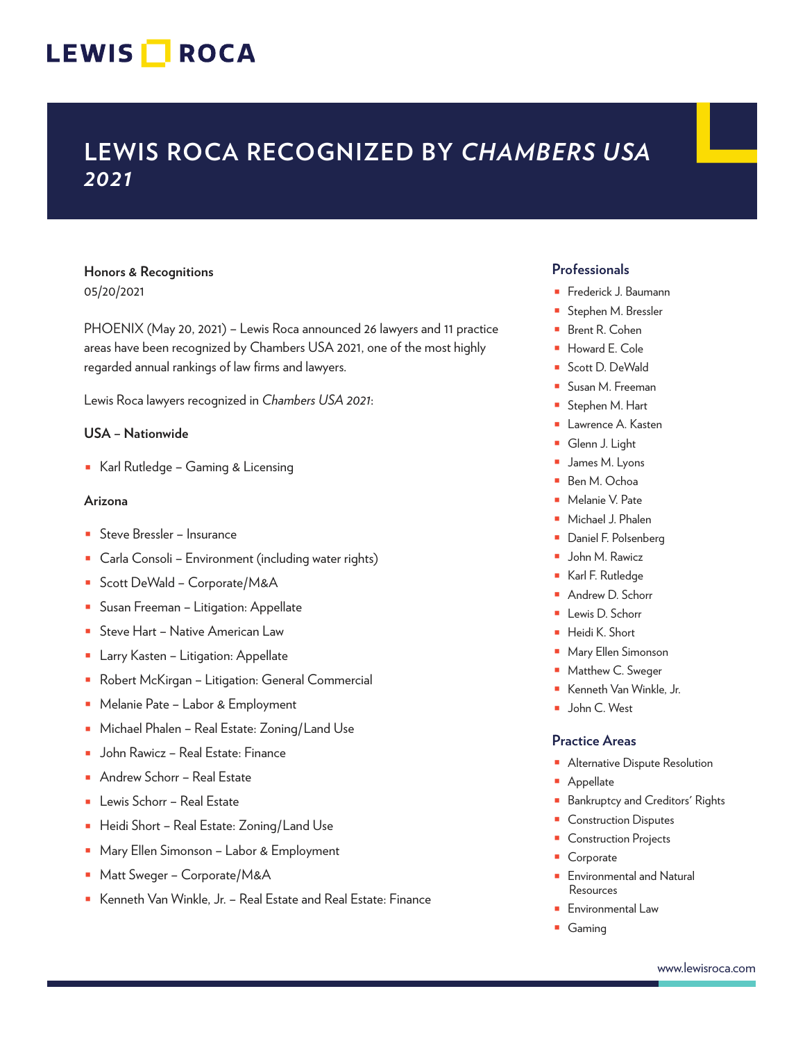# LEWIS ROCA

# LEWIS ROCA RECOGNIZED BY *CHAMBERS USA 2021*

**Honors & Recognitions**
05/20/2021

PHOENIX (May 20, 2021) – Lewis Roca announced 26 lawyers and 11 practice areas have been recognized by Chambers USA 2021, one of the most highly regarded annual rankings of law firms and lawyers.

Lewis Roca lawyers recognized in *Chambers USA 2021*:

**USA – Nationwide**

- Karl Rutledge – Gaming & Licensing

**Arizona**

- Steve Bressler – Insurance
- Carla Consoli – Environment (including water rights)
- Scott DeWald – Corporate/M&A
- Susan Freeman – Litigation: Appellate
- Steve Hart – Native American Law
- Larry Kasten – Litigation: Appellate
- Robert McKirgan – Litigation: General Commercial
- Melanie Pate – Labor & Employment
- Michael Phalen – Real Estate: Zoning/Land Use
- John Rawicz – Real Estate: Finance
- Andrew Schorr – Real Estate
- Lewis Schorr – Real Estate
- Heidi Short – Real Estate: Zoning/Land Use
- Mary Ellen Simonson – Labor & Employment
- Matt Sweger – Corporate/M&A
- Kenneth Van Winkle, Jr. – Real Estate and Real Estate: Finance

## Professionals

- Frederick J. Baumann
- Stephen M. Bressler
- Brent R. Cohen
- Howard E. Cole
- Scott D. DeWald
- Susan M. Freeman
- Stephen M. Hart
- Lawrence A. Kasten
- Glenn J. Light
- James M. Lyons
- Ben M. Ochoa
- Melanie V. Pate
- Michael J. Phalen
- Daniel F. Polsenberg
- John M. Rawicz
- Karl F. Rutledge
- Andrew D. Schorr
- Lewis D. Schorr
- Heidi K. Short
- Mary Ellen Simonson
- Matthew C. Sweger
- Kenneth Van Winkle, Jr.
- John C. West

## Practice Areas

- Alternative Dispute Resolution
- Appellate
- Bankruptcy and Creditors' Rights
- Construction Disputes
- Construction Projects
- Corporate
- Environmental and Natural Resources
- Environmental Law
- Gaming

www.lewisroca.com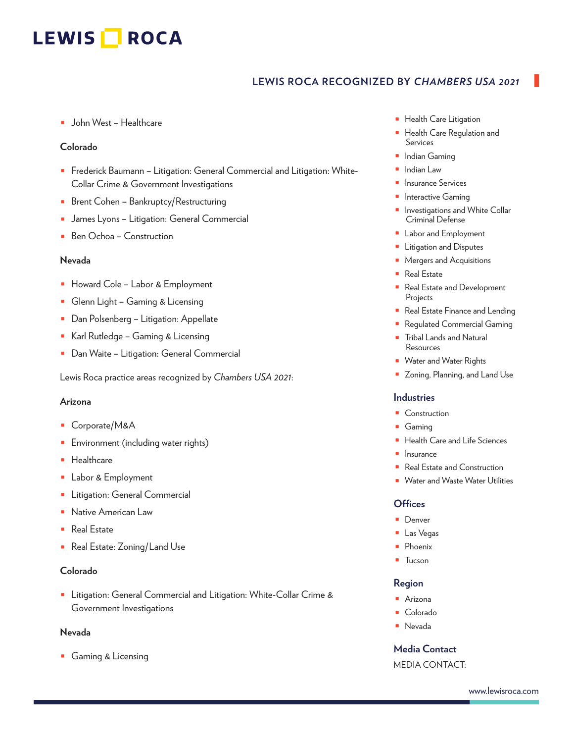- John West – Healthcare

**Colorado**

- Frederick Baumann – Litigation: General Commercial and Litigation: White-Collar Crime & Government Investigations
- Brent Cohen – Bankruptcy/Restructuring
- James Lyons – Litigation: General Commercial
- Ben Ochoa – Construction

**Nevada**

- Howard Cole – Labor & Employment
- Glenn Light – Gaming & Licensing
- Dan Polsenberg – Litigation: Appellate
- Karl Rutledge – Gaming & Licensing
- Dan Waite – Litigation: General Commercial

Lewis Roca practice areas recognized by *Chambers USA 2021*:

**Arizona**

- Corporate/M&A
- Environment (including water rights)
- Healthcare
- Labor & Employment
- Litigation: General Commercial
- Native American Law
- Real Estate
- Real Estate: Zoning/Land Use

**Colorado**

- Litigation: General Commercial and Litigation: White-Collar Crime & Government Investigations

**Nevada**

- Gaming & Licensing

- Health Care Litigation
- Health Care Regulation and Services
- Indian Gaming
- Indian Law
- Insurance Services
- Interactive Gaming
- Investigations and White Collar Criminal Defense
- Labor and Employment
- Litigation and Disputes
- Mergers and Acquisitions
- Real Estate
- Real Estate and Development Projects
- Real Estate Finance and Lending
- Regulated Commercial Gaming
- Tribal Lands and Natural Resources
- Water and Water Rights
- Zoning, Planning, and Land Use

## Industries

- Construction
- Gaming
- Health Care and Life Sciences
- Insurance
- Real Estate and Construction
- Water and Waste Water Utilities

## Offices

- Denver
- Las Vegas
- Phoenix
- Tucson

## Region

- Arizona
- Colorado
- Nevada

## Media Contact

MEDIA CONTACT: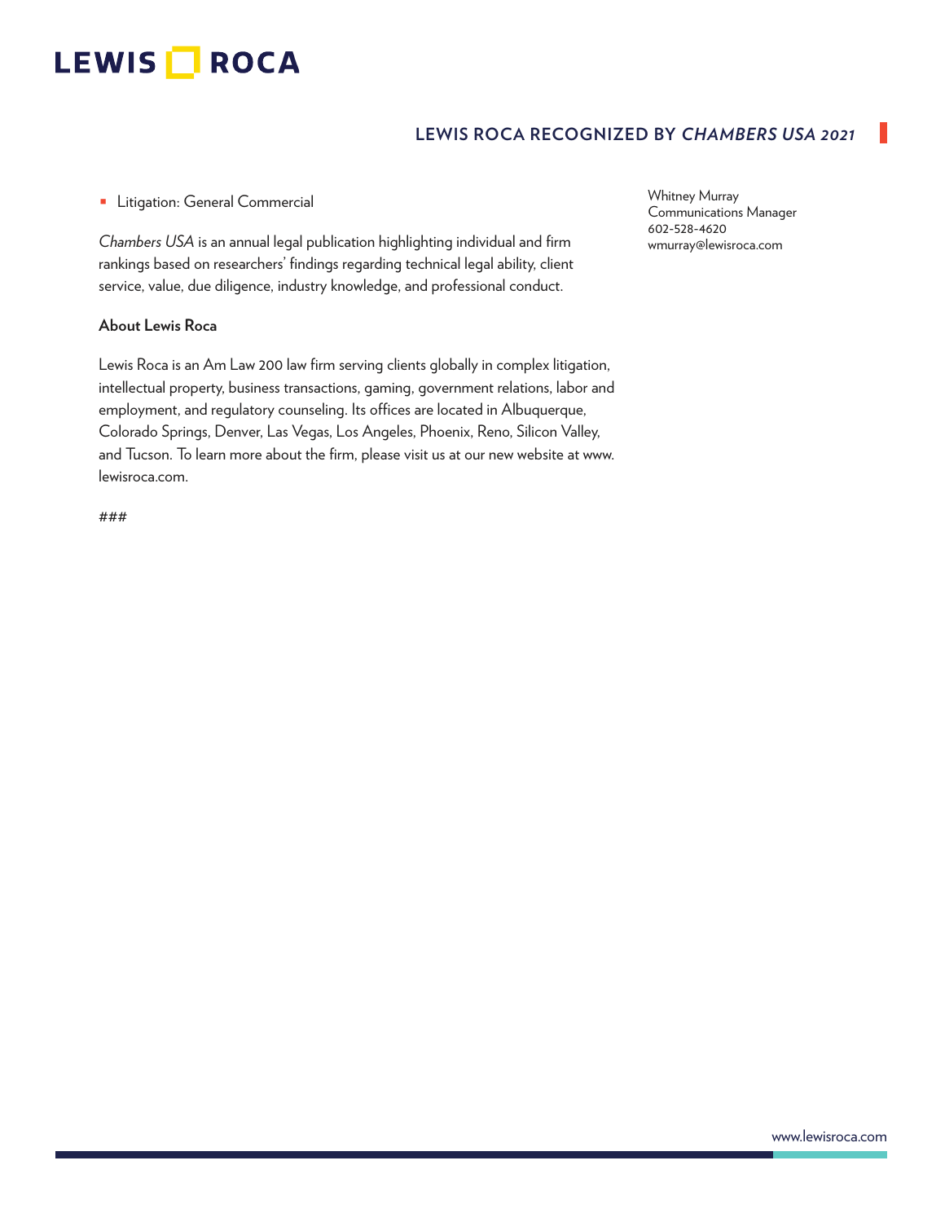- Litigation: General Commercial

*Chambers USA* is an annual legal publication highlighting individual and firm rankings based on researchers' findings regarding technical legal ability, client service, value, due diligence, industry knowledge, and professional conduct.

**About Lewis Roca**

Lewis Roca is an Am Law 200 law firm serving clients globally in complex litigation, intellectual property, business transactions, gaming, government relations, labor and employment, and regulatory counseling. Its offices are located in Albuquerque, Colorado Springs, Denver, Las Vegas, Los Angeles, Phoenix, Reno, Silicon Valley, and Tucson. To learn more about the firm, please visit us at our new website at www.lewisroca.com.

###

Whitney Murray
Communications Manager
602-528-4620
wmurray@lewisroca.com